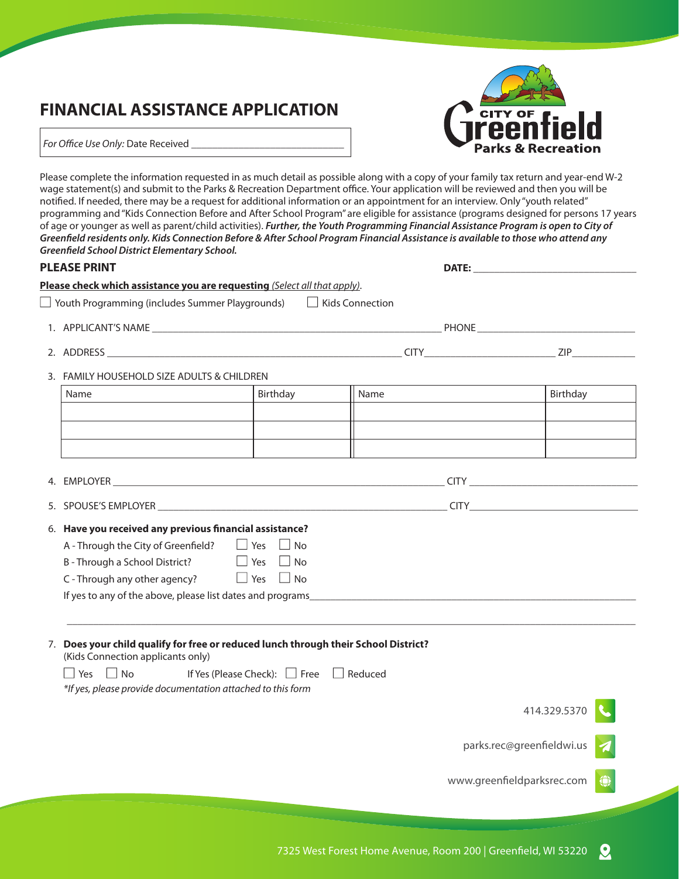# FINANCIAL ASSISTANCE APPLICATION

*For Office Use Only:* Date Received ___________________________

CITY OF Greenfield
Parks & Recreation

Please complete the information requested in as much detail as possible along with a copy of your family tax return and year-end W-2 wage statement(s) and submit to the Parks & Recreation Department office. Your application will be reviewed and then you will be notified. If needed, there may be a request for additional information or an appointment for an interview. Only "youth related" programming and "Kids Connection Before and After School Program" are eligible for assistance (programs designed for persons 17 years of age or younger as well as parent/child activities). ***Further, the Youth Programming Financial Assistance Program is open to City of Greenfield residents only. Kids Connection Before & After School Program Financial Assistance is available to those who attend any Greenfield School District Elementary School.***

**PLEASE PRINT** **DATE:** ______________________________

**Please check which assistance you are requesting** *(Select all that apply)*.

☐ Youth Programming (includes Summer Playgrounds) ☐ Kids Connection

1. APPLICANT'S NAME ______________________________________________________ PHONE ____________________________
2. ADDRESS ________________________________________________________ CITY________________________ ZIP___________
3. FAMILY HOUSEHOLD SIZE ADULTS & CHILDREN

| Name | Birthday | Name | Birthday |
|---|---|---|---|
| | | | |
| | | | |
| | | | |

4. EMPLOYER ______________________________________________________________ CITY _______________________________
5. SPOUSE'S EMPLOYER ______________________________________________________ CITY________________________________
6. **Have you received any previous financial assistance?**
   - A - Through the City of Greenfield? ☐ Yes ☐ No
   - B - Through a School District? ☐ Yes ☐ No
   - C - Through any other agency? ☐ Yes ☐ No

   If yes to any of the above, please list dates and programs_____________________________________________________________

   ____________________________________________________________________________________________________________
7. **Does your child qualify for free or reduced lunch through their School District?**
   (Kids Connection applicants only)

   ☐ Yes ☐ No If Yes (Please Check): ☐ Free ☐ Reduced

   *\*If yes, please provide documentation attached to this form*

414.329.5370

parks.rec@greenfieldwi.us

www.greenfieldparksrec.com

7325 West Forest Home Avenue, Room 200 | Greenfield, WI 53220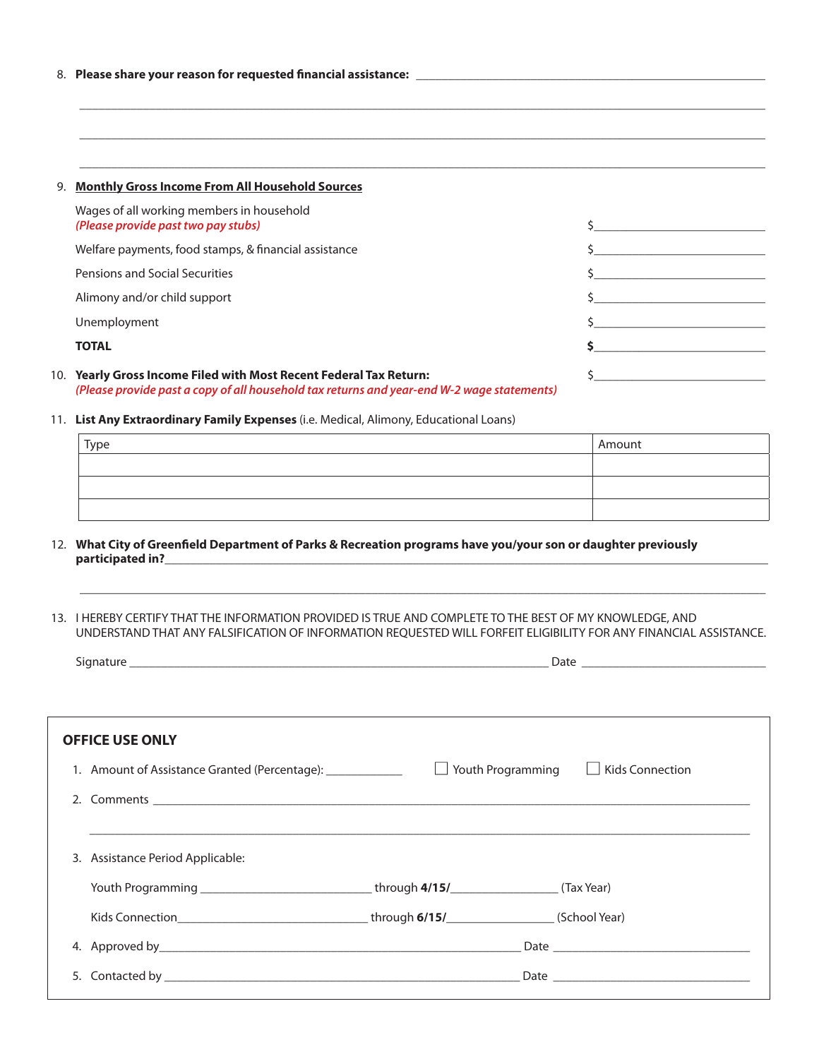8. **Please share your reason for requested financial assistance:** ______________________________

______________________________________________________________________________

______________________________________________________________________________

______________________________________________________________________________

9. **<u>Monthly Gross Income From All Household Sources</u>**

| | |
|---|---|
| Wages of all working members in household *(Please provide past two pay stubs)* | $______________ |
| Welfare payments, food stamps, & financial assistance | $______________ |
| Pensions and Social Securities | $______________ |
| Alimony and/or child support | $______________ |
| Unemployment | $______________ |
| **TOTAL** | **$**______________ |

10. **Yearly Gross Income Filed with Most Recent Federal Tax Return:** $______________
*(Please provide past a copy of all household tax returns and year-end W-2 wage statements)*

11. **List Any Extraordinary Family Expenses** (i.e. Medical, Alimony, Educational Loans)

| Type | Amount |
|---|---|
| | |
| | |
| | |

12. **What City of Greenfield Department of Parks & Recreation programs have you/your son or daughter previously participated in?**______________________________

______________________________________________________________________________

13. I HEREBY CERTIFY THAT THE INFORMATION PROVIDED IS TRUE AND COMPLETE TO THE BEST OF MY KNOWLEDGE, AND UNDERSTAND THAT ANY FALSIFICATION OF INFORMATION REQUESTED WILL FORFEIT ELIGIBILITY FOR ANY FINANCIAL ASSISTANCE.

Signature ______________________________ Date ______________

## OFFICE USE ONLY

1. Amount of Assistance Granted (Percentage): __________ ☐ Youth Programming ☐ Kids Connection
2. Comments ______________________________

   ______________________________________________________________________________
3. Assistance Period Applicable:

   Youth Programming ______________ through **4/15/**__________ (Tax Year)

   Kids Connection______________ through **6/15/**__________ (School Year)
4. Approved by______________________________ Date ______________
5. Contacted by ______________________________ Date ______________